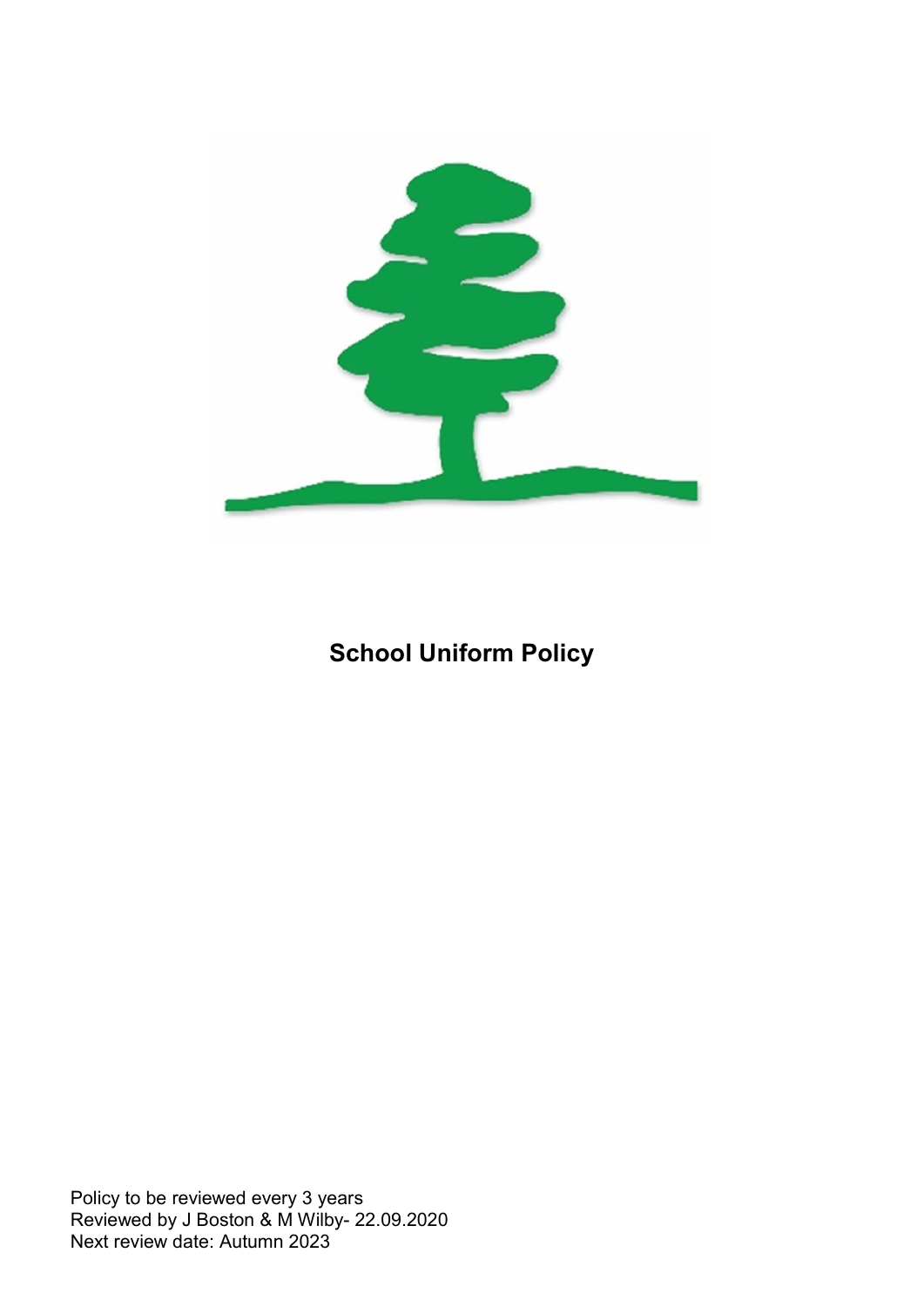# School Uniform Policy

Policy to be reviewed every 3 years
Reviewed by J Boston & M Wilby- 22.09.2020
Next review date: Autumn 2023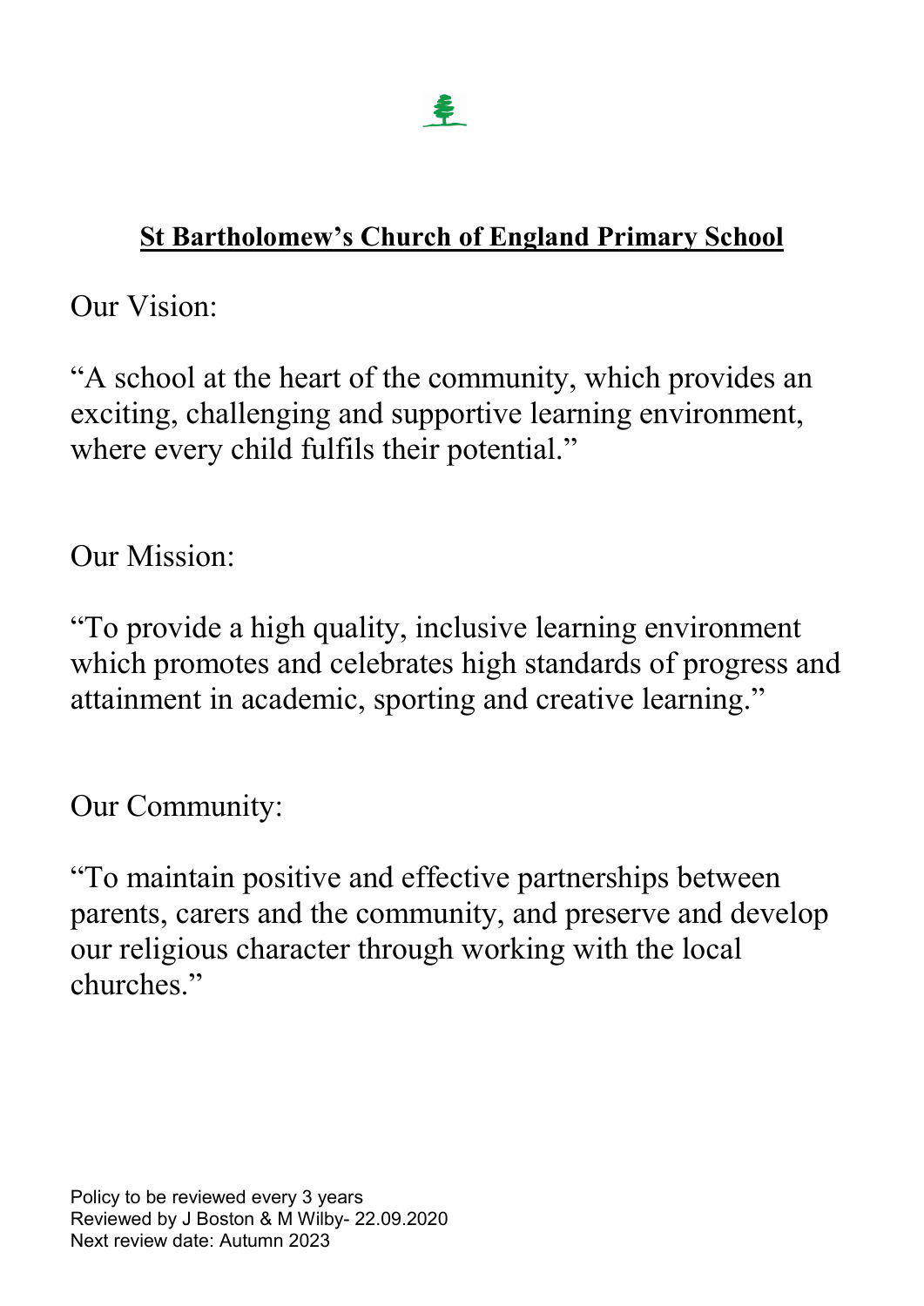## **St Bartholomew's Church of England Primary School**

Our Vision:

"A school at the heart of the community, which provides an exciting, challenging and supportive learning environment, where every child fulfils their potential."

Our Mission:

"To provide a high quality, inclusive learning environment which promotes and celebrates high standards of progress and attainment in academic, sporting and creative learning."

Our Community:

"To maintain positive and effective partnerships between parents, carers and the community, and preserve and develop our religious character through working with the local churches."

Policy to be reviewed every 3 years
Reviewed by J Boston & M Wilby- 22.09.2020
Next review date: Autumn 2023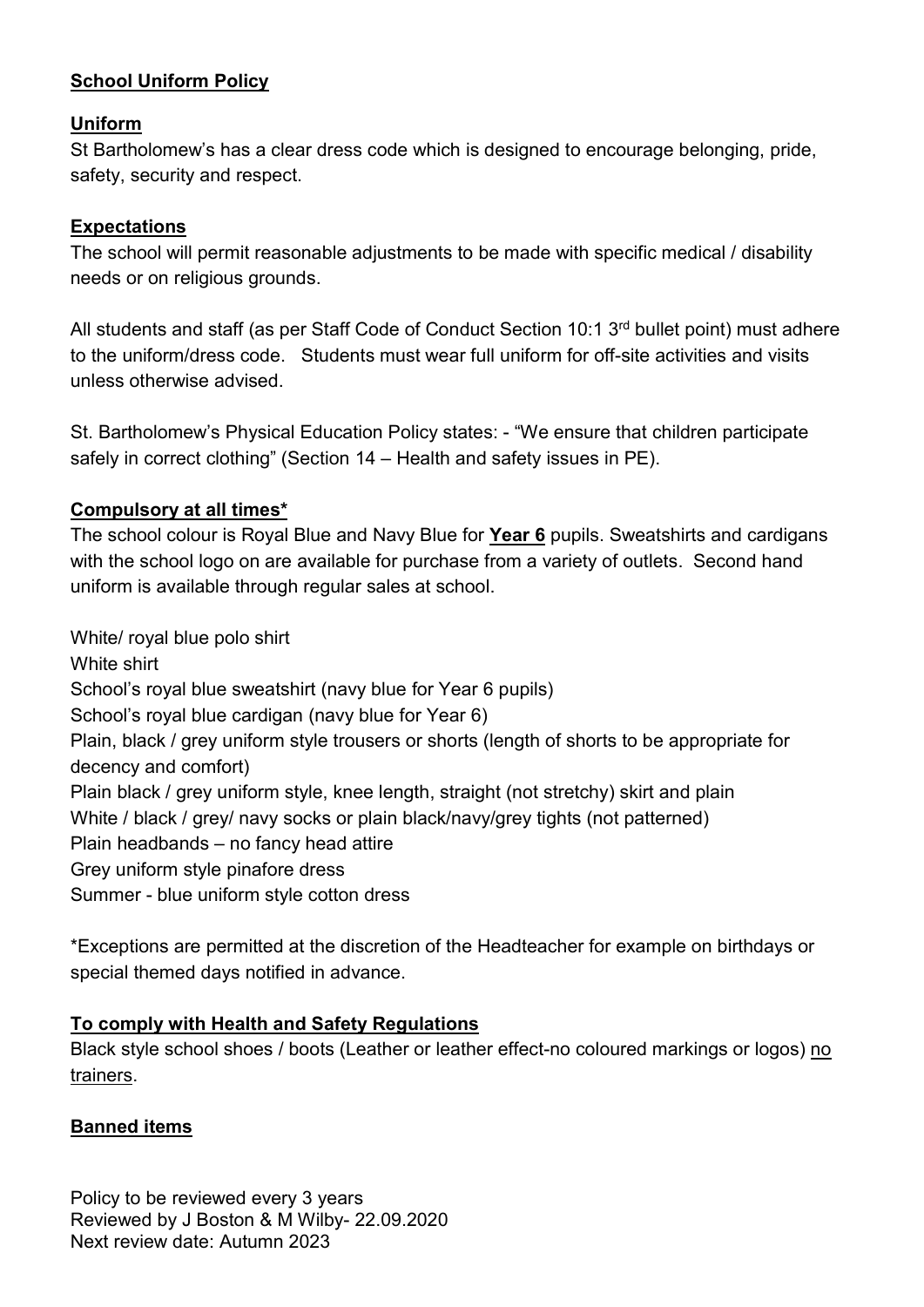## School Uniform Policy

### Uniform

St Bartholomew's has a clear dress code which is designed to encourage belonging, pride, safety, security and respect.

### Expectations

The school will permit reasonable adjustments to be made with specific medical / disability needs or on religious grounds.

All students and staff (as per Staff Code of Conduct Section 10:1 3rd bullet point) must adhere to the uniform/dress code. Students must wear full uniform for off-site activities and visits unless otherwise advised.

St. Bartholomew's Physical Education Policy states: - "We ensure that children participate safely in correct clothing" (Section 14 – Health and safety issues in PE).

### Compulsory at all times*

The school colour is Royal Blue and Navy Blue for **Year 6** pupils. Sweatshirts and cardigans with the school logo on are available for purchase from a variety of outlets. Second hand uniform is available through regular sales at school.

White/ royal blue polo shirt
White shirt
School's royal blue sweatshirt (navy blue for Year 6 pupils)
School's royal blue cardigan (navy blue for Year 6)
Plain, black / grey uniform style trousers or shorts (length of shorts to be appropriate for decency and comfort)
Plain black / grey uniform style, knee length, straight (not stretchy) skirt and plain
White / black / grey/ navy socks or plain black/navy/grey tights (not patterned)
Plain headbands – no fancy head attire
Grey uniform style pinafore dress
Summer - blue uniform style cotton dress

*Exceptions are permitted at the discretion of the Headteacher for example on birthdays or special themed days notified in advance.

### To comply with Health and Safety Regulations

Black style school shoes / boots (Leather or leather effect-no coloured markings or logos) no trainers.

### Banned items

Policy to be reviewed every 3 years
Reviewed by J Boston & M Wilby- 22.09.2020
Next review date: Autumn 2023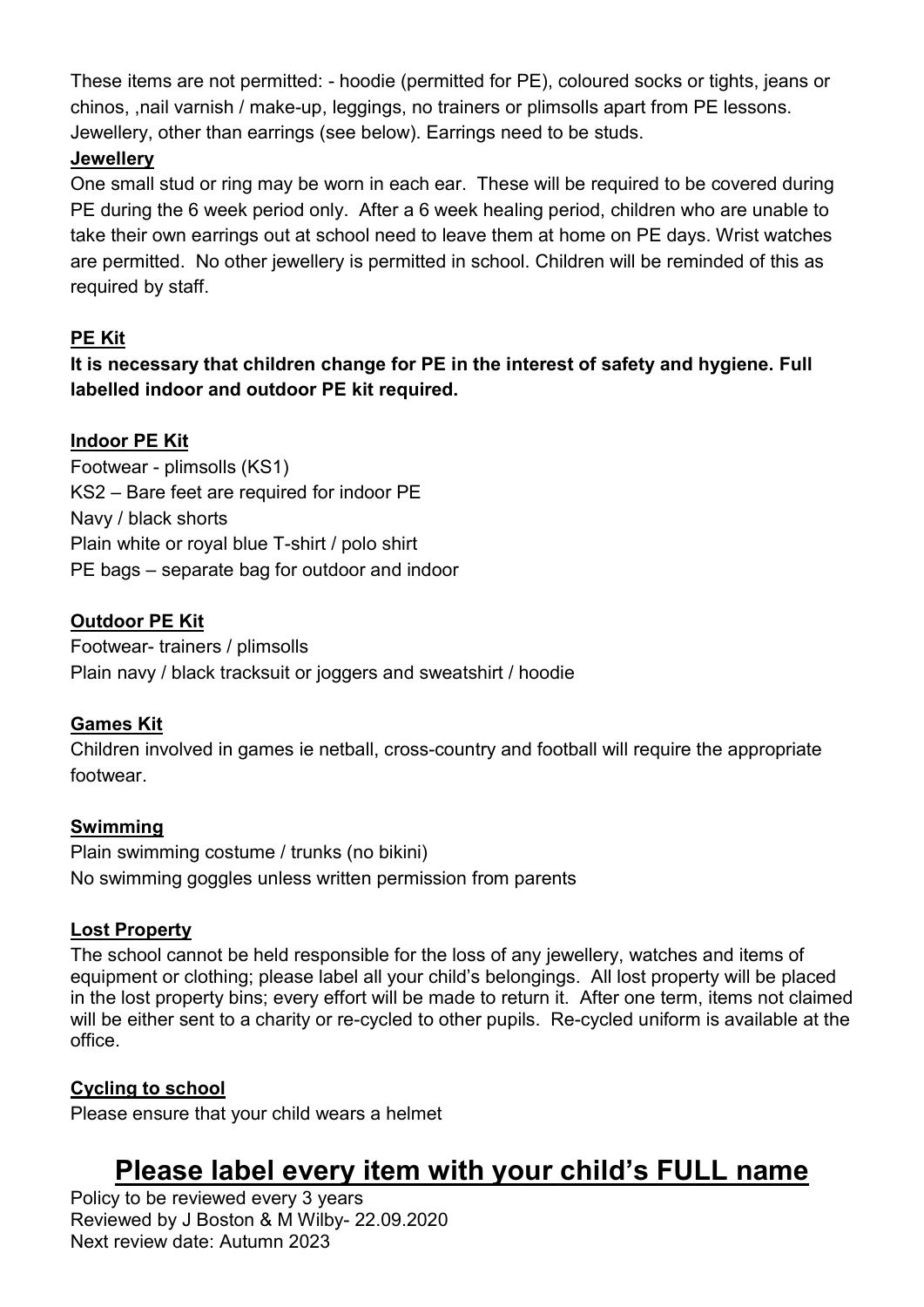These items are not permitted: - hoodie (permitted for PE), coloured socks or tights, jeans or chinos, ,nail varnish / make-up, leggings, no trainers or plimsolls apart from PE lessons. Jewellery, other than earrings (see below). Earrings need to be studs.

**Jewellery**

One small stud or ring may be worn in each ear. These will be required to be covered during PE during the 6 week period only. After a 6 week healing period, children who are unable to take their own earrings out at school need to leave them at home on PE days. Wrist watches are permitted. No other jewellery is permitted in school. Children will be reminded of this as required by staff.

**PE Kit**

**It is necessary that children change for PE in the interest of safety and hygiene. Full labelled indoor and outdoor PE kit required.**

**Indoor PE Kit**

Footwear - plimsolls (KS1)
KS2 – Bare feet are required for indoor PE
Navy / black shorts
Plain white or royal blue T-shirt / polo shirt
PE bags – separate bag for outdoor and indoor

**Outdoor PE Kit**

Footwear- trainers / plimsolls
Plain navy / black tracksuit or joggers and sweatshirt / hoodie

**Games Kit**

Children involved in games ie netball, cross-country and football will require the appropriate footwear.

**Swimming**

Plain swimming costume / trunks (no bikini)
No swimming goggles unless written permission from parents

**Lost Property**

The school cannot be held responsible for the loss of any jewellery, watches and items of equipment or clothing; please label all your child's belongings. All lost property will be placed in the lost property bins; every effort will be made to return it. After one term, items not claimed will be either sent to a charity or re-cycled to other pupils. Re-cycled uniform is available at the office.

**Cycling to school**

Please ensure that your child wears a helmet

# Please label every item with your child's FULL name

Policy to be reviewed every 3 years
Reviewed by J Boston & M Wilby- 22.09.2020
Next review date: Autumn 2023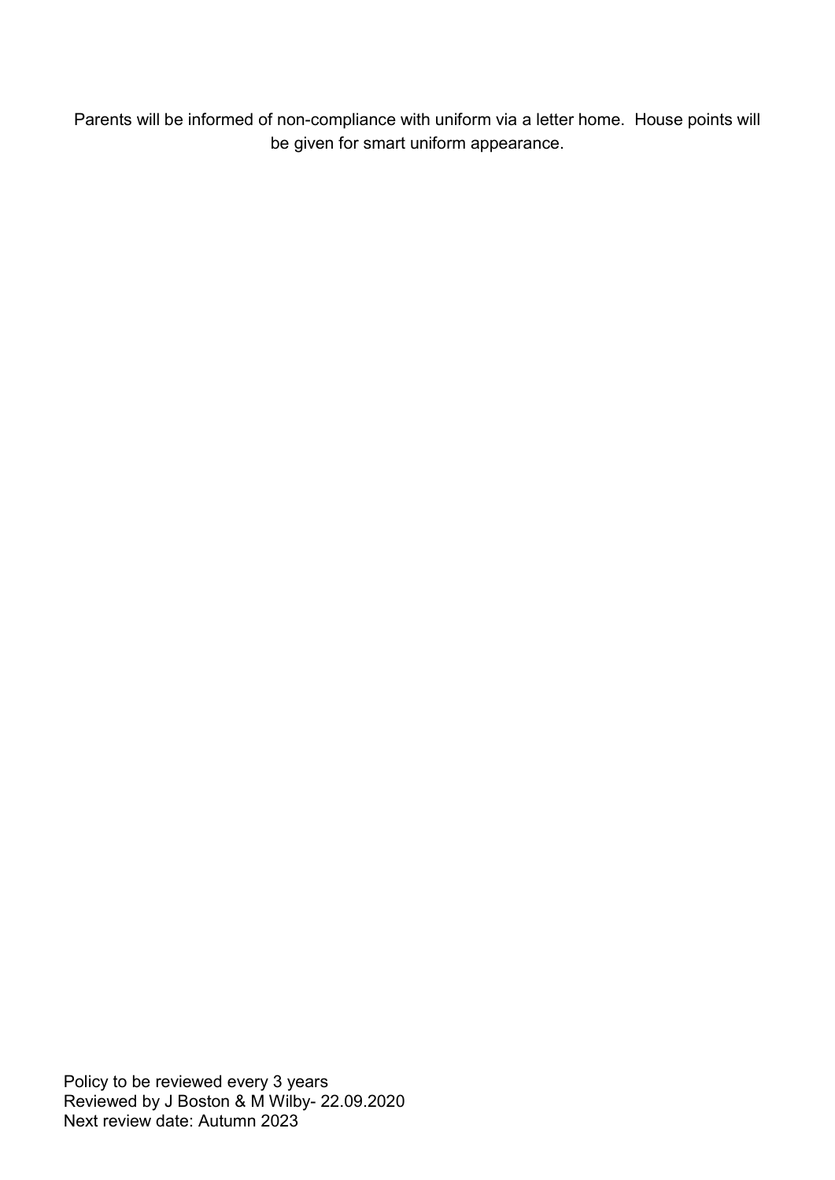Parents will be informed of non-compliance with uniform via a letter home. House points will be given for smart uniform appearance.

Policy to be reviewed every 3 years
Reviewed by J Boston & M Wilby- 22.09.2020
Next review date: Autumn 2023